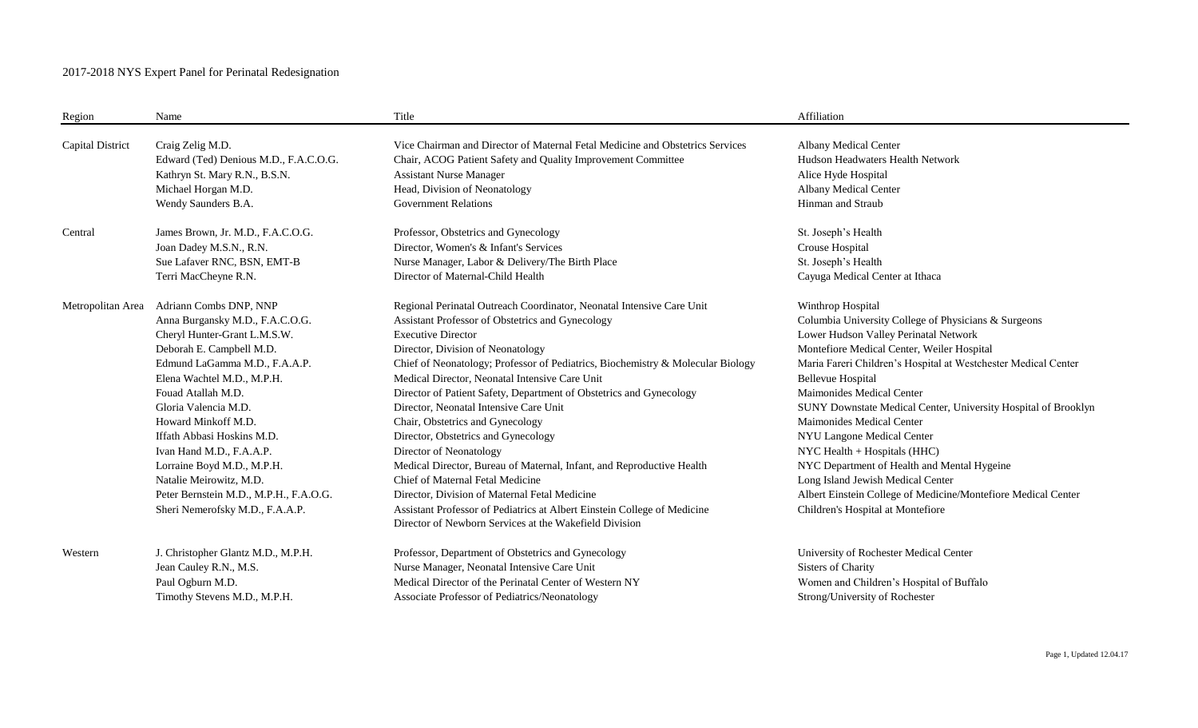# 2017-2018 NYS Expert Panel for Perinatal Redesignation

| Region | Name | Title | Affiliation |
|---|---|---|---|
| Capital District | Craig Zelig M.D. | Vice Chairman and Director of Maternal Fetal Medicine and Obstetrics Services | Albany Medical Center |
| | Edward (Ted) Denious M.D., F.A.C.O.G. | Chair, ACOG Patient Safety and Quality Improvement Committee | Hudson Headwaters Health Network |
| | Kathryn St. Mary R.N., B.S.N. | Assistant Nurse Manager | Alice Hyde Hospital |
| | Michael Horgan M.D. | Head, Division of Neonatology | Albany Medical Center |
| | Wendy Saunders B.A. | Government Relations | Hinman and Straub |
| Central | James Brown, Jr. M.D., F.A.C.O.G. | Professor, Obstetrics and Gynecology | St. Joseph's Health |
| | Joan Dadey M.S.N., R.N. | Director, Women's & Infant's Services | Crouse Hospital |
| | Sue Lafaver RNC, BSN, EMT-B | Nurse Manager, Labor & Delivery/The Birth Place | St. Joseph's Health |
| | Terri MacCheyne R.N. | Director of Maternal-Child Health | Cayuga Medical Center at Ithaca |
| Metropolitan Area | Adriann Combs DNP, NNP | Regional Perinatal Outreach Coordinator, Neonatal Intensive Care Unit | Winthrop Hospital |
| | Anna Burgansky M.D., F.A.C.O.G. | Assistant Professor of Obstetrics and Gynecology | Columbia University College of Physicians & Surgeons |
| | Cheryl Hunter-Grant L.M.S.W. | Executive Director | Lower Hudson Valley Perinatal Network |
| | Deborah E. Campbell M.D. | Director, Division of Neonatology | Montefiore Medical Center, Weiler Hospital |
| | Edmund LaGamma M.D., F.A.A.P. | Chief of Neonatology; Professor of Pediatrics, Biochemistry & Molecular Biology | Maria Fareri Children's Hospital at Westchester Medical Center |
| | Elena Wachtel M.D., M.P.H. | Medical Director, Neonatal Intensive Care Unit | Bellevue Hospital |
| | Fouad Atallah M.D. | Director of Patient Safety, Department of Obstetrics and Gynecology | Maimonides Medical Center |
| | Gloria Valencia M.D. | Director, Neonatal Intensive Care Unit | SUNY Downstate Medical Center, University Hospital of Brooklyn |
| | Howard Minkoff M.D. | Chair, Obstetrics and Gynecology | Maimonides Medical Center |
| | Iffath Abbasi Hoskins M.D. | Director, Obstetrics and Gynecology | NYU Langone Medical Center |
| | Ivan Hand M.D., F.A.A.P. | Director of Neonatology | NYC Health + Hospitals (HHC) |
| | Lorraine Boyd M.D., M.P.H. | Medical Director, Bureau of Maternal, Infant, and Reproductive Health | NYC Department of Health and Mental Hygeine |
| | Natalie Meirowitz, M.D. | Chief of Maternal Fetal Medicine | Long Island Jewish Medical Center |
| | Peter Bernstein M.D., M.P.H., F.A.O.G. | Director, Division of Maternal Fetal Medicine | Albert Einstein College of Medicine/Montefiore Medical Center |
| | Sheri Nemerofsky M.D., F.A.A.P. | Assistant Professor of Pediatrics at Albert Einstein College of Medicine<br>Director of Newborn Services at the Wakefield Division | Children's Hospital at Montefiore |
| Western | J. Christopher Glantz M.D., M.P.H. | Professor, Department of Obstetrics and Gynecology | University of Rochester Medical Center |
| | Jean Cauley R.N., M.S. | Nurse Manager, Neonatal Intensive Care Unit | Sisters of Charity |
| | Paul Ogburn M.D. | Medical Director of the Perinatal Center of Western NY | Women and Children's Hospital of Buffalo |
| | Timothy Stevens M.D., M.P.H. | Associate Professor of Pediatrics/Neonatology | Strong/University of Rochester |

Updated 12.04.17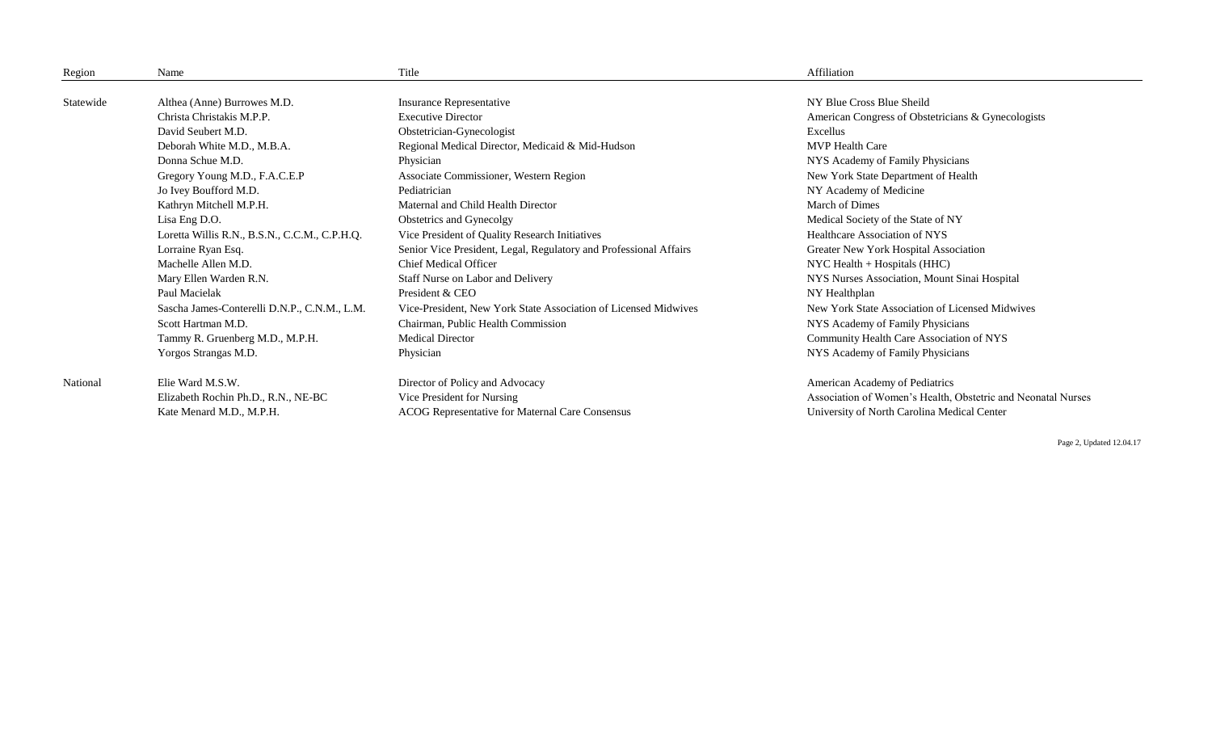| Region | Name | Title | Affiliation |
| --- | --- | --- | --- |
| Statewide | Althea (Anne) Burrowes M.D. | Insurance Representative | NY Blue Cross Blue Sheild |
| | Christa Christakis M.P.P. | Executive Director | American Congress of Obstetricians & Gynecologists |
| | David Seubert M.D. | Obstetrician-Gynecologist | Excellus |
| | Deborah White M.D., M.B.A. | Regional Medical Director, Medicaid & Mid-Hudson | MVP Health Care |
| | Donna Schue M.D. | Physician | NYS Academy of Family Physicians |
| | Gregory Young M.D., F.A.C.E.P | Associate Commissioner, Western Region | New York State Department of Health |
| | Jo Ivey Boufford M.D. | Pediatrician | NY Academy of Medicine |
| | Kathryn Mitchell M.P.H. | Maternal and Child Health Director | March of Dimes |
| | Lisa Eng D.O. | Obstetrics and Gynecolgy | Medical Society of the State of NY |
| | Loretta Willis R.N., B.S.N., C.C.M., C.P.H.Q. | Vice President of Quality Research Initiatives | Healthcare Association of NYS |
| | Lorraine Ryan Esq. | Senior Vice President, Legal, Regulatory and Professional Affairs | Greater New York Hospital Association |
| | Machelle Allen M.D. | Chief Medical Officer | NYC Health + Hospitals (HHC) |
| | Mary Ellen Warden R.N. | Staff Nurse on Labor and Delivery | NYS Nurses Association, Mount Sinai Hospital |
| | Paul Macielak | President & CEO | NY Healthplan |
| | Sascha James-Conterelli D.N.P., C.N.M., L.M. | Vice-President, New York State Association of Licensed Midwives | New York State Association of Licensed Midwives |
| | Scott Hartman M.D. | Chairman, Public Health Commission | NYS Academy of Family Physicians |
| | Tammy R. Gruenberg M.D., M.P.H. | Medical Director | Community Health Care Association of NYS |
| | Yorgos Strangas M.D. | Physician | NYS Academy of Family Physicians |
| National | Elie Ward M.S.W. | Director of Policy and Advocacy | American Academy of Pediatrics |
| | Elizabeth Rochin Ph.D., R.N., NE-BC | Vice President for Nursing | Association of Women's Health, Obstetric and Neonatal Nurses |
| | Kate Menard M.D., M.P.H. | ACOG Representative for Maternal Care Consensus | University of North Carolina Medical Center |

Updated 12.04.17